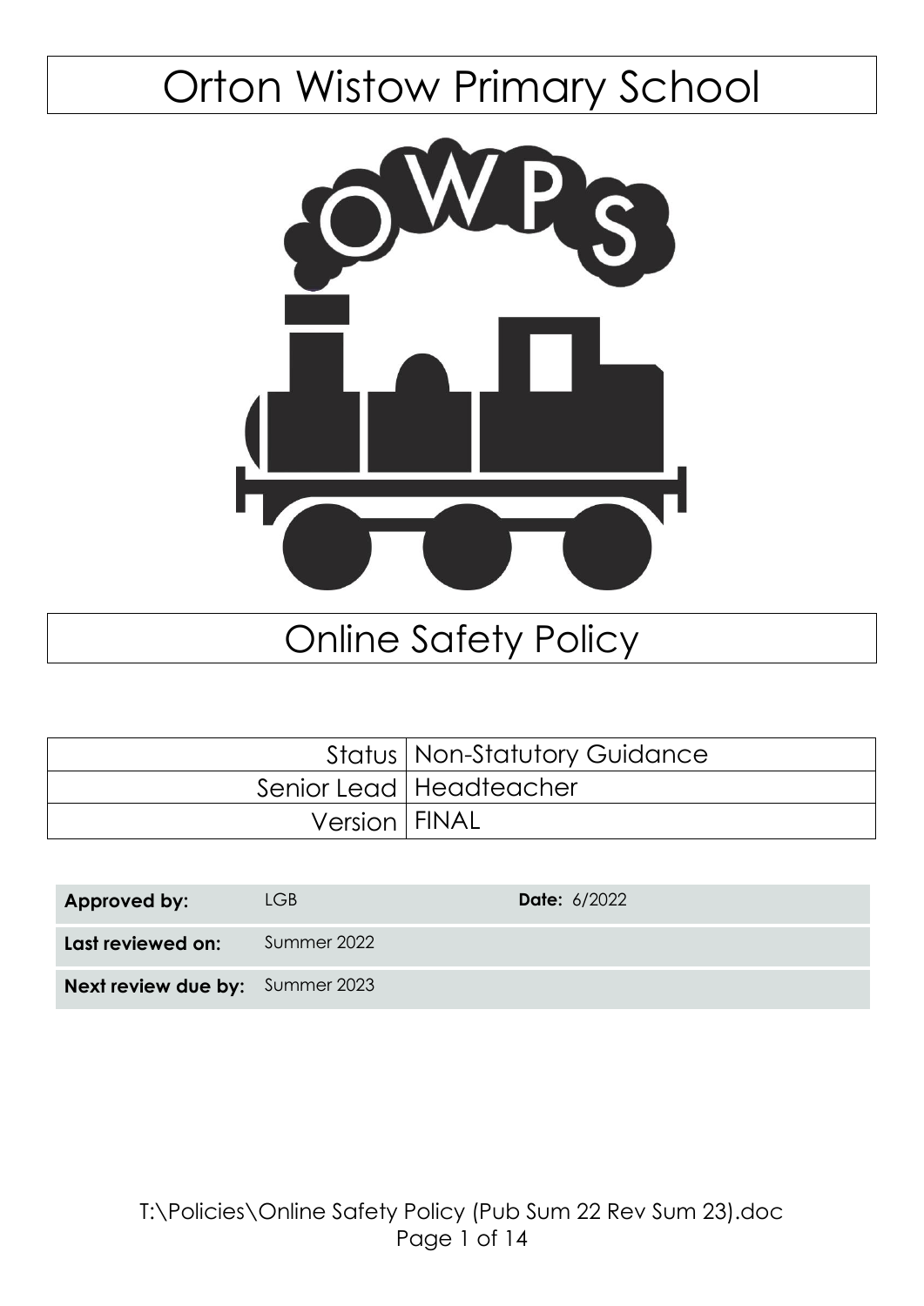# Orton Wistow Primary School

# Online Safety Policy

| | |
|---|---|
| Status | Non-Statutory Guidance |
| Senior Lead | Headteacher |
| Version | FINAL |

| | | | |
|---|---|---|---|
| **Approved by:** | LGB | **Date:** 6/2022 | |
| **Last reviewed on:** | Summer 2022 | | |
| **Next review due by:** | Summer 2023 | | |

T:\Policies\Online Safety Policy (Pub Sum 22 Rev Sum 23).doc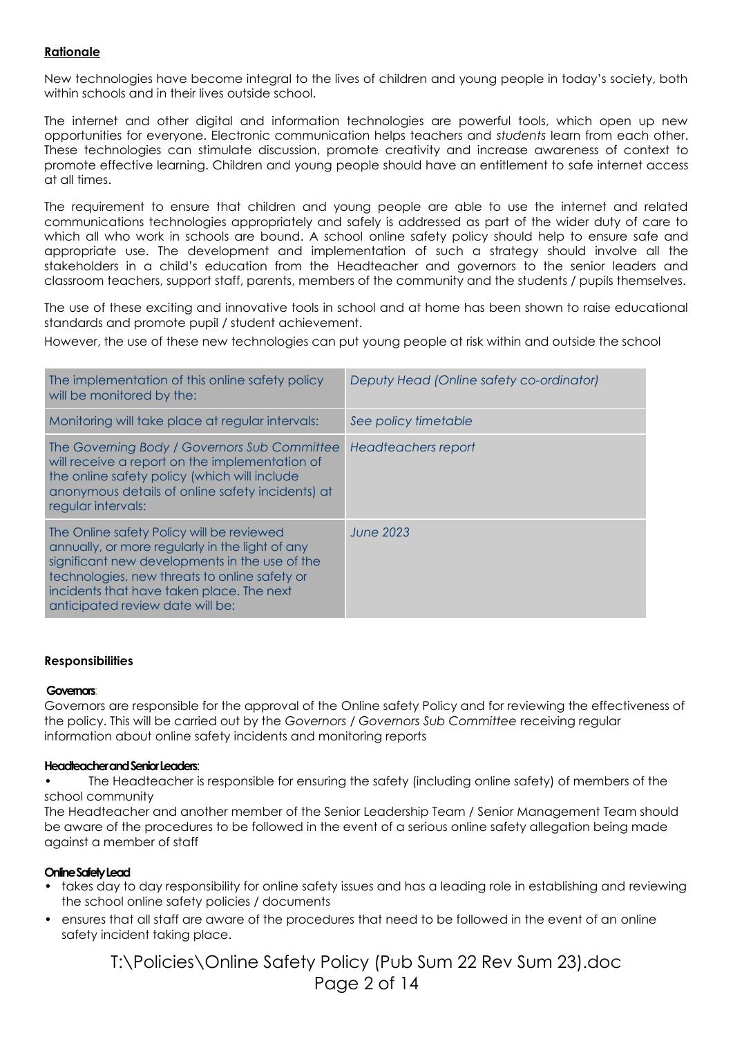**Rationale**

New technologies have become integral to the lives of children and young people in today's society, both within schools and in their lives outside school.

The internet and other digital and information technologies are powerful tools, which open up new opportunities for everyone. Electronic communication helps teachers and *students* learn from each other. These technologies can stimulate discussion, promote creativity and increase awareness of context to promote effective learning. Children and young people should have an entitlement to safe internet access at all times.

The requirement to ensure that children and young people are able to use the internet and related communications technologies appropriately and safely is addressed as part of the wider duty of care to which all who work in schools are bound. A school online safety policy should help to ensure safe and appropriate use. The development and implementation of such a strategy should involve all the stakeholders in a child's education from the Headteacher and governors to the senior leaders and classroom teachers, support staff, parents, members of the community and the students / pupils themselves.

The use of these exciting and innovative tools in school and at home has been shown to raise educational standards and promote pupil / student achievement.

However, the use of these new technologies can put young people at risk within and outside the school

| | |
|---|---|
| The implementation of this online safety policy will be monitored by the: | *Deputy Head (Online safety co-ordinator)* |
| Monitoring will take place at regular intervals: | *See policy timetable* |
| The *Governing Body / Governors Sub Committee* will receive a report on the implementation of the online safety policy (which will include anonymous details of online safety incidents) at regular intervals: | *Headteachers report* |
| The Online safety Policy will be reviewed annually, or more regularly in the light of any significant new developments in the use of the technologies, new threats to online safety or incidents that have taken place. The next anticipated review date will be: | *June 2023* |

**Responsibilities**

**Governors**:

Governors are responsible for the approval of the Online safety Policy and for reviewing the effectiveness of the policy. This will be carried out by the *Governors / Governors Sub Committee* receiving regular information about online safety incidents and monitoring reports

**Headteacher and Senior Leaders**:

- The Headteacher is responsible for ensuring the safety (including online safety) of members of the school community

The Headteacher and another member of the Senior Leadership Team / Senior Management Team should be aware of the procedures to be followed in the event of a serious online safety allegation being made against a member of staff

**Online Safety Lead**

- takes day to day responsibility for online safety issues and has a leading role in establishing and reviewing the school online safety policies / documents
- ensures that all staff are aware of the procedures that need to be followed in the event of an online safety incident taking place.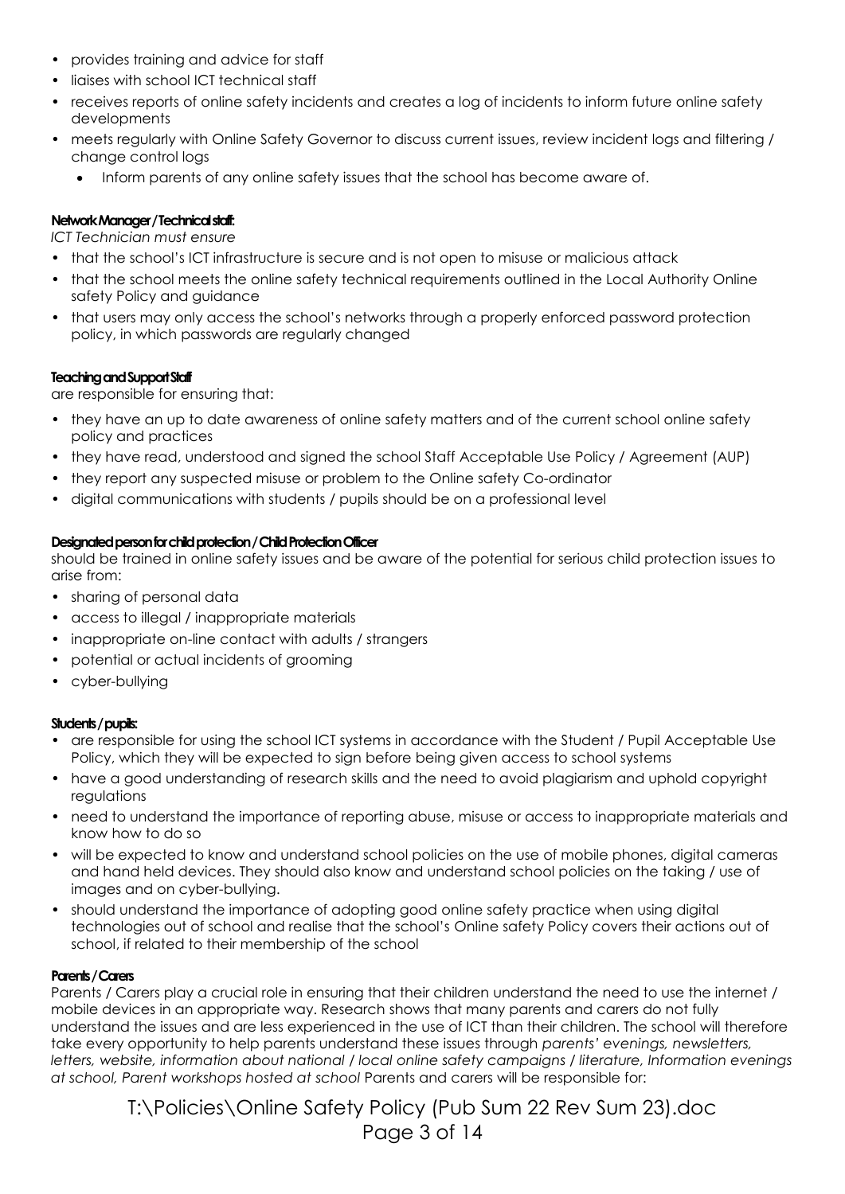- provides training and advice for staff
- liaises with school ICT technical staff
- receives reports of online safety incidents and creates a log of incidents to inform future online safety developments
- meets regularly with Online Safety Governor to discuss current issues, review incident logs and filtering / change control logs
  - Inform parents of any online safety issues that the school has become aware of.

**Network Manager / Technical staff:**

*ICT Technician must ensure*

- that the school's ICT infrastructure is secure and is not open to misuse or malicious attack
- that the school meets the online safety technical requirements outlined in the Local Authority Online safety Policy and guidance
- that users may only access the school's networks through a properly enforced password protection policy, in which passwords are regularly changed

**Teaching and Support Staff**

are responsible for ensuring that:

- they have an up to date awareness of online safety matters and of the current school online safety policy and practices
- they have read, understood and signed the school Staff Acceptable Use Policy / Agreement (AUP)
- they report any suspected misuse or problem to the Online safety Co-ordinator
- digital communications with students / pupils should be on a professional level

**Designated person for child protection / Child Protection Officer**

should be trained in online safety issues and be aware of the potential for serious child protection issues to arise from:

- sharing of personal data
- access to illegal / inappropriate materials
- inappropriate on-line contact with adults / strangers
- potential or actual incidents of grooming
- cyber-bullying

**Students / pupils:**

- are responsible for using the school ICT systems in accordance with the Student / Pupil Acceptable Use Policy, which they will be expected to sign before being given access to school systems
- have a good understanding of research skills and the need to avoid plagiarism and uphold copyright regulations
- need to understand the importance of reporting abuse, misuse or access to inappropriate materials and know how to do so
- will be expected to know and understand school policies on the use of mobile phones, digital cameras and hand held devices. They should also know and understand school policies on the taking / use of images and on cyber-bullying.
- should understand the importance of adopting good online safety practice when using digital technologies out of school and realise that the school's Online safety Policy covers their actions out of school, if related to their membership of the school

**Parents / Carers**

Parents / Carers play a crucial role in ensuring that their children understand the need to use the internet / mobile devices in an appropriate way. Research shows that many parents and carers do not fully understand the issues and are less experienced in the use of ICT than their children. The school will therefore take every opportunity to help parents understand these issues through *parents' evenings, newsletters, letters, website, information about national / local online safety campaigns / literature, Information evenings at school, Parent workshops hosted at school* Parents and carers will be responsible for: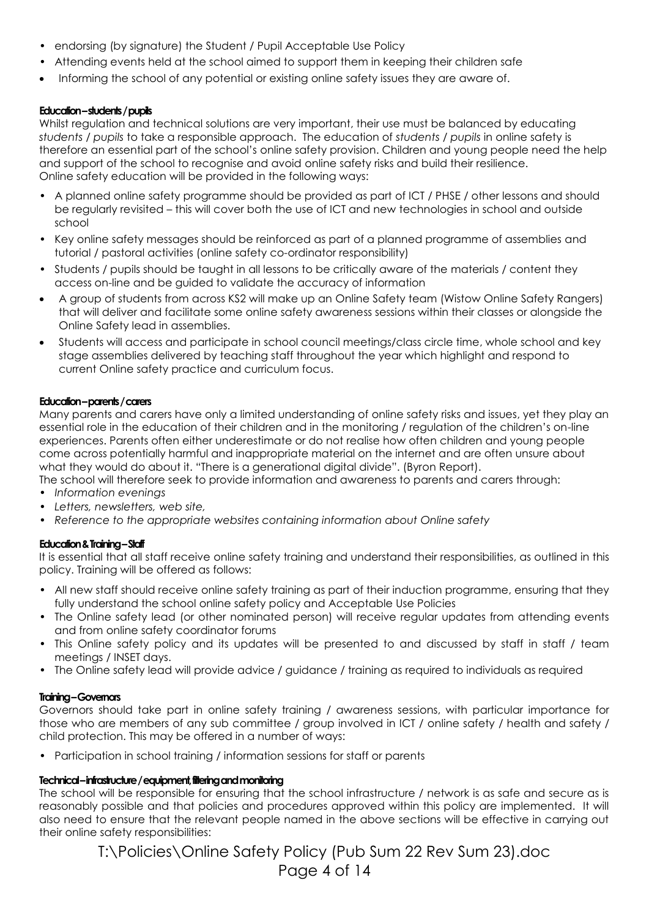- endorsing (by signature) the Student / Pupil Acceptable Use Policy
- Attending events held at the school aimed to support them in keeping their children safe
- Informing the school of any potential or existing online safety issues they are aware of.

#### Education – students / pupils

Whilst regulation and technical solutions are very important, their use must be balanced by educating *students* / *pupils* to take a responsible approach. The education of *students* / *pupils* in online safety is therefore an essential part of the school's online safety provision. Children and young people need the help and support of the school to recognise and avoid online safety risks and build their resilience.
Online safety education will be provided in the following ways:

- A planned online safety programme should be provided as part of ICT / PHSE / other lessons and should be regularly revisited – this will cover both the use of ICT and new technologies in school and outside school
- Key online safety messages should be reinforced as part of a planned programme of assemblies and tutorial / pastoral activities (online safety co-ordinator responsibility)
- Students / pupils should be taught in all lessons to be critically aware of the materials / content they access on-line and be guided to validate the accuracy of information
- A group of students from across KS2 will make up an Online Safety team (Wistow Online Safety Rangers) that will deliver and facilitate some online safety awareness sessions within their classes or alongside the Online Safety lead in assemblies.
- Students will access and participate in school council meetings/class circle time, whole school and key stage assemblies delivered by teaching staff throughout the year which highlight and respond to current Online safety practice and curriculum focus.

#### Education – parents / carers

Many parents and carers have only a limited understanding of online safety risks and issues, yet they play an essential role in the education of their children and in the monitoring / regulation of the children's on-line experiences. Parents often either underestimate or do not realise how often children and young people come across potentially harmful and inappropriate material on the internet and are often unsure about what they would do about it. "There is a generational digital divide". (Byron Report).
The school will therefore seek to provide information and awareness to parents and carers through:

- *Information evenings*
- *Letters, newsletters, web site,*
- *Reference to the appropriate websites containing information about Online safety*

#### Education & Training – Staff

It is essential that all staff receive online safety training and understand their responsibilities, as outlined in this policy. Training will be offered as follows:

- All new staff should receive online safety training as part of their induction programme, ensuring that they fully understand the school online safety policy and Acceptable Use Policies
- The Online safety lead (or other nominated person) will receive regular updates from attending events and from online safety coordinator forums
- This Online safety policy and its updates will be presented to and discussed by staff in staff / team meetings / INSET days.
- The Online safety lead will provide advice / guidance / training as required to individuals as required

#### Training – Governors

Governors should take part in online safety training / awareness sessions, with particular importance for those who are members of any sub committee / group involved in ICT / online safety / health and safety / child protection. This may be offered in a number of ways:

- Participation in school training / information sessions for staff or parents

#### Technical – infrastructure / equipment, filtering and monitoring

The school will be responsible for ensuring that the school infrastructure / network is as safe and secure as is reasonably possible and that policies and procedures approved within this policy are implemented. It will also need to ensure that the relevant people named in the above sections will be effective in carrying out their online safety responsibilities: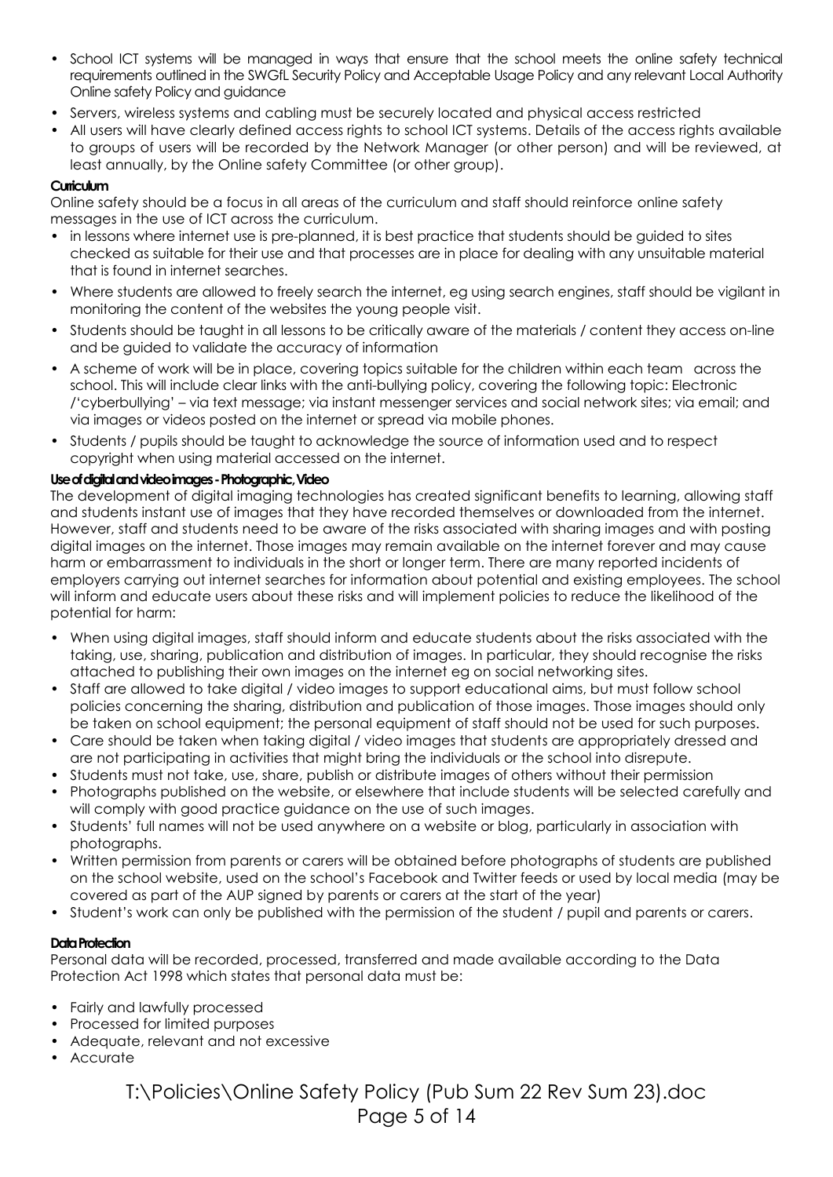- School ICT systems will be managed in ways that ensure that the school meets the online safety technical requirements outlined in the SWGfL Security Policy and Acceptable Usage Policy and any relevant Local Authority Online safety Policy and guidance
- Servers, wireless systems and cabling must be securely located and physical access restricted
- All users will have clearly defined access rights to school ICT systems. Details of the access rights available to groups of users will be recorded by the Network Manager (or other person) and will be reviewed, at least annually, by the Online safety Committee (or other group).

**Curriculum**

Online safety should be a focus in all areas of the curriculum and staff should reinforce online safety messages in the use of ICT across the curriculum.

- in lessons where internet use is pre-planned, it is best practice that students should be guided to sites checked as suitable for their use and that processes are in place for dealing with any unsuitable material that is found in internet searches.
- Where students are allowed to freely search the internet, eg using search engines, staff should be vigilant in monitoring the content of the websites the young people visit.
- Students should be taught in all lessons to be critically aware of the materials / content they access on-line and be guided to validate the accuracy of information
- A scheme of work will be in place, covering topics suitable for the children within each team across the school. This will include clear links with the anti-bullying policy, covering the following topic: Electronic /'cyberbullying' – via text message; via instant messenger services and social network sites; via email; and via images or videos posted on the internet or spread via mobile phones.
- Students / pupils should be taught to acknowledge the source of information used and to respect copyright when using material accessed on the internet.

**Use of digital and video images - Photographic, Video**

The development of digital imaging technologies has created significant benefits to learning, allowing staff and students instant use of images that they have recorded themselves or downloaded from the internet. However, staff and students need to be aware of the risks associated with sharing images and with posting digital images on the internet. Those images may remain available on the internet forever and may cause harm or embarrassment to individuals in the short or longer term. There are many reported incidents of employers carrying out internet searches for information about potential and existing employees. The school will inform and educate users about these risks and will implement policies to reduce the likelihood of the potential for harm:

- When using digital images, staff should inform and educate students about the risks associated with the taking, use, sharing, publication and distribution of images. In particular, they should recognise the risks attached to publishing their own images on the internet eg on social networking sites.
- Staff are allowed to take digital / video images to support educational aims, but must follow school policies concerning the sharing, distribution and publication of those images. Those images should only be taken on school equipment; the personal equipment of staff should not be used for such purposes.
- Care should be taken when taking digital / video images that students are appropriately dressed and are not participating in activities that might bring the individuals or the school into disrepute.
- Students must not take, use, share, publish or distribute images of others without their permission
- Photographs published on the website, or elsewhere that include students will be selected carefully and will comply with good practice guidance on the use of such images.
- Students' full names will not be used anywhere on a website or blog, particularly in association with photographs.
- Written permission from parents or carers will be obtained before photographs of students are published on the school website, used on the school's Facebook and Twitter feeds or used by local media (may be covered as part of the AUP signed by parents or carers at the start of the year)
- Student's work can only be published with the permission of the student / pupil and parents or carers.

**Data Protection**

Personal data will be recorded, processed, transferred and made available according to the Data Protection Act 1998 which states that personal data must be:

- Fairly and lawfully processed
- Processed for limited purposes
- Adequate, relevant and not excessive
- Accurate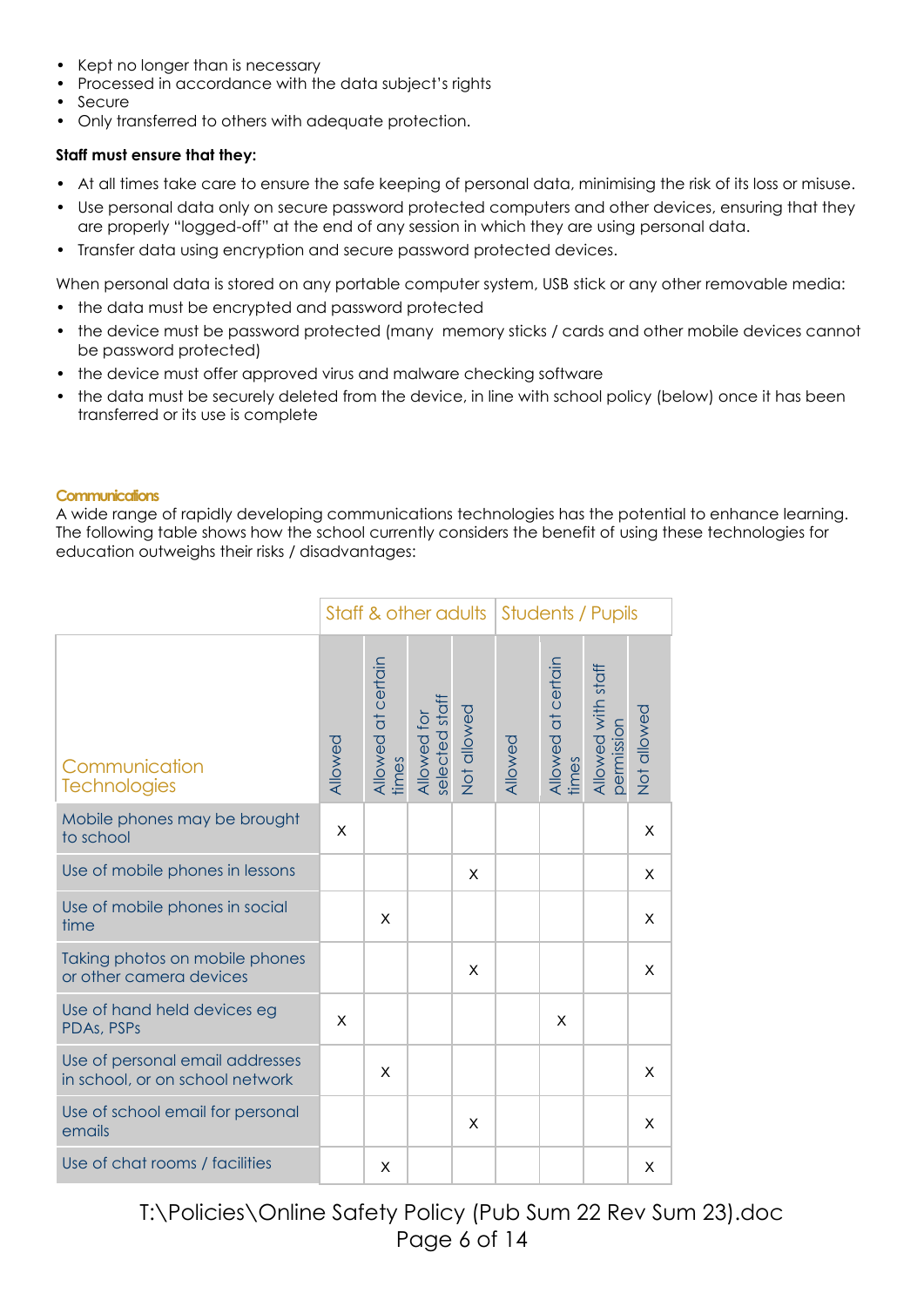- Kept no longer than is necessary
- Processed in accordance with the data subject's rights
- Secure
- Only transferred to others with adequate protection.

**Staff must ensure that they:**

- At all times take care to ensure the safe keeping of personal data, minimising the risk of its loss or misuse.
- Use personal data only on secure password protected computers and other devices, ensuring that they are properly "logged-off" at the end of any session in which they are using personal data.
- Transfer data using encryption and secure password protected devices.

When personal data is stored on any portable computer system, USB stick or any other removable media:

- the data must be encrypted and password protected
- the device must be password protected (many memory sticks / cards and other mobile devices cannot be password protected)
- the device must offer approved virus and malware checking software
- the data must be securely deleted from the device, in line with school policy (below) once it has been transferred or its use is complete

### Communications

A wide range of rapidly developing communications technologies has the potential to enhance learning. The following table shows how the school currently considers the benefit of using these technologies for education outweighs their risks / disadvantages:

| | Staff & other adults | | | | Students / Pupils | | | |
|---|---|---|---|---|---|---|---|---|
| Communication Technologies | Allowed | Allowed at certain times | Allowed for selected staff | Not allowed | Allowed | Allowed at certain times | Allowed with staff permission | Not allowed |
| Mobile phones may be brought to school | x | | | | | | | x |
| Use of mobile phones in lessons | | | | x | | | | x |
| Use of mobile phones in social time | | x | | | | | | x |
| Taking photos on mobile phones or other camera devices | | | | x | | | | x |
| Use of hand held devices eg PDAs, PSPs | x | | | | | x | | |
| Use of personal email addresses in school, or on school network | | x | | | | | | x |
| Use of school email for personal emails | | | | x | | | | x |
| Use of chat rooms / facilities | | x | | | | | | x |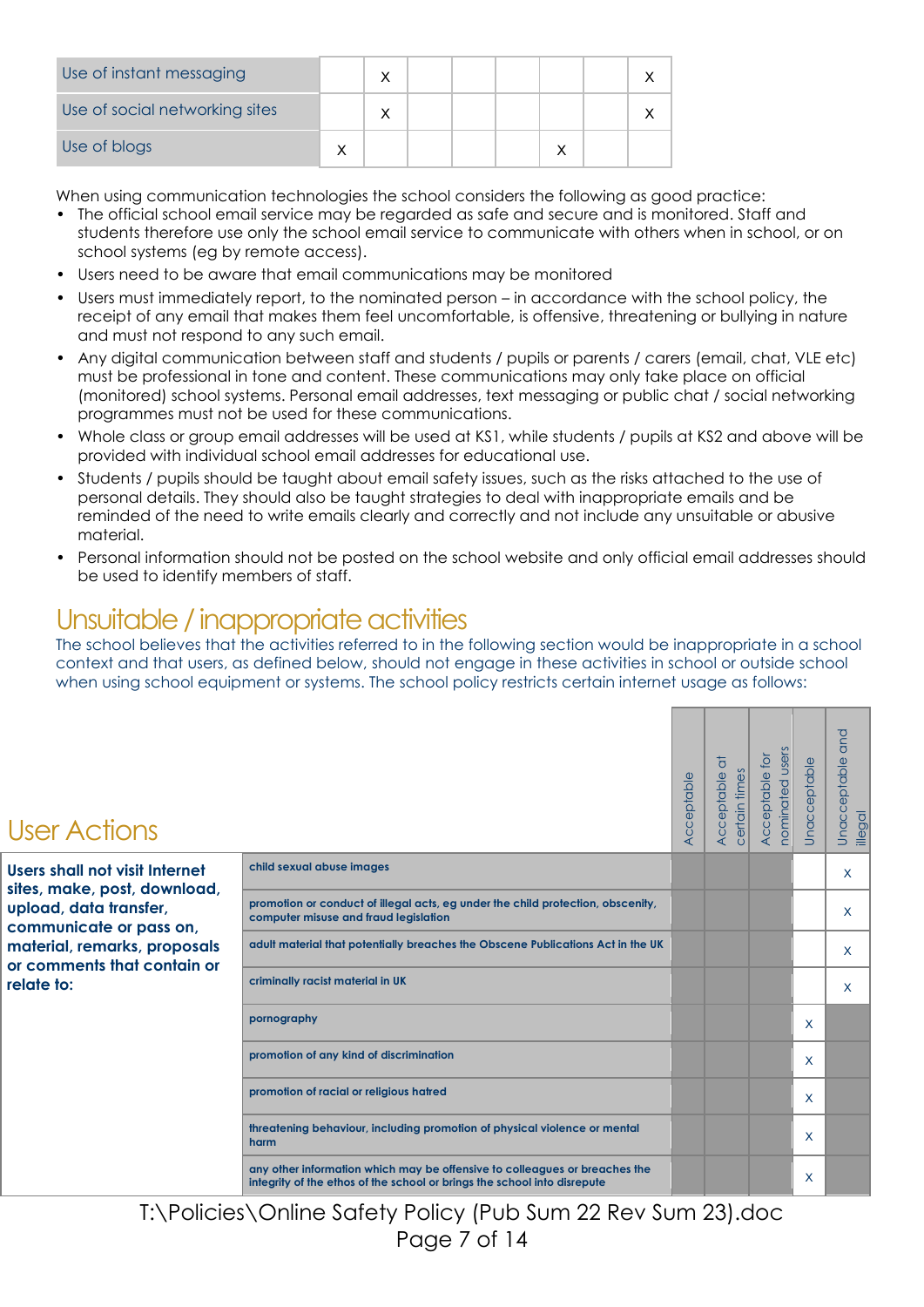| | | | | | | | | |
|---|---|---|---|---|---|---|---|---|
| Use of instant messaging | | x | | | | | | x |
| Use of social networking sites | | x | | | | | | x |
| Use of blogs | x | | | | | x | | |

When using communication technologies the school considers the following as good practice:

- The official school email service may be regarded as safe and secure and is monitored. Staff and students therefore use only the school email service to communicate with others when in school, or on school systems (eg by remote access).
- Users need to be aware that email communications may be monitored
- Users must immediately report, to the nominated person – in accordance with the school policy, the receipt of any email that makes them feel uncomfortable, is offensive, threatening or bullying in nature and must not respond to any such email.
- Any digital communication between staff and students / pupils or parents / carers (email, chat, VLE etc) must be professional in tone and content. These communications may only take place on official (monitored) school systems. Personal email addresses, text messaging or public chat / social networking programmes must not be used for these communications.
- Whole class or group email addresses will be used at KS1, while students / pupils at KS2 and above will be provided with individual school email addresses for educational use.
- Students / pupils should be taught about email safety issues, such as the risks attached to the use of personal details. They should also be taught strategies to deal with inappropriate emails and be reminded of the need to write emails clearly and correctly and not include any unsuitable or abusive material.
- Personal information should not be posted on the school website and only official email addresses should be used to identify members of staff.

## Unsuitable / inappropriate activities

The school believes that the activities referred to in the following section would be inappropriate in a school context and that users, as defined below, should not engage in these activities in school or outside school when using school equipment or systems. The school policy restricts certain internet usage as follows:

| User Actions | | Acceptable | Acceptable at certain times | Acceptable for nominated users | Unacceptable | Unacceptable and illegal |
|---|---|---|---|---|---|---|
| **Users shall not visit Internet sites, make, post, download, upload, data transfer, communicate or pass on, material, remarks, proposals or comments that contain or relate to:** | **child sexual abuse images** | | | | | x |
| | **promotion or conduct of illegal acts, eg under the child protection, obscenity, computer misuse and fraud legislation** | | | | | x |
| | **adult material that potentially breaches the Obscene Publications Act in the UK** | | | | | x |
| | **criminally racist material in UK** | | | | | x |
| | **pornography** | | | | x | |
| | **promotion of any kind of discrimination** | | | | x | |
| | **promotion of racial or religious hatred** | | | | x | |
| | **threatening behaviour, including promotion of physical violence or mental harm** | | | | x | |
| | **any other information which may be offensive to colleagues or breaches the integrity of the ethos of the school or brings the school into disrepute** | | | | x | |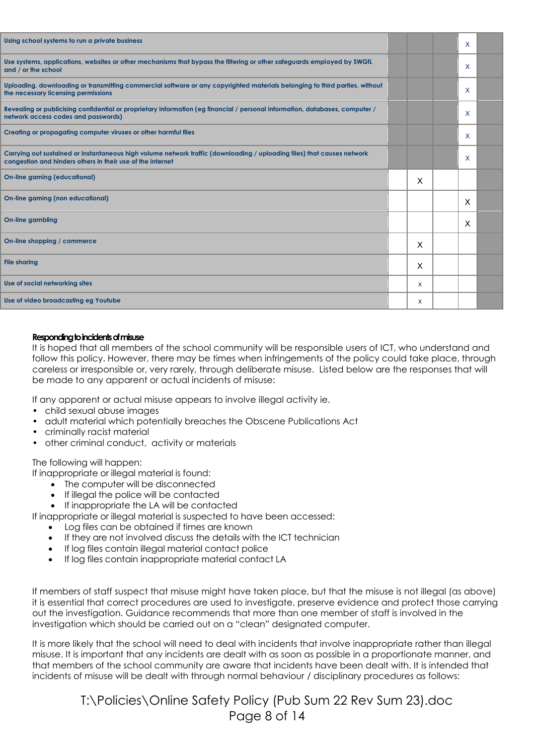| | | | | | |
|---|---|---|---|---|---|
| Using school systems to run a private business | | | | X | |
| Use systems, applications, websites or other mechanisms that bypass the filtering or other safeguards employed by SWGfL and / or the school | | | | X | |
| Uploading, downloading or transmitting commercial software or any copyrighted materials belonging to third parties, without the necessary licensing permissions | | | | X | |
| Revealing or publicising confidential or proprietary information (eg financial / personal information, databases, computer / network access codes and passwords) | | | | X | |
| Creating or propagating computer viruses or other harmful files | | | | X | |
| Carrying out sustained or instantaneous high volume network traffic (downloading / uploading files) that causes network congestion and hinders others in their use of the internet | | | | X | |
| On-line gaming (educational) | | X | | | |
| On-line gaming (non educational) | | | | X | |
| On-line gambling | | | | X | |
| On-line shopping / commerce | | X | | | |
| File sharing | | X | | | |
| Use of social networking sites | | X | | | |
| Use of video broadcasting eg Youtube | | X | | | |

**Responding to incidents of misuse**

It is hoped that all members of the school community will be responsible users of ICT, who understand and follow this policy. However, there may be times when infringements of the policy could take place, through careless or irresponsible or, very rarely, through deliberate misuse. Listed below are the responses that will be made to any apparent or actual incidents of misuse:

If any apparent or actual misuse appears to involve illegal activity ie.

- child sexual abuse images
- adult material which potentially breaches the Obscene Publications Act
- criminally racist material
- other criminal conduct, activity or materials

The following will happen:
If inappropriate or illegal material is found:

- The computer will be disconnected
- If illegal the police will be contacted
- If inappropriate the LA will be contacted

If inappropriate or illegal material is suspected to have been accessed:

- Log files can be obtained if times are known
- If they are not involved discuss the details with the ICT technician
- If log files contain illegal material contact police
- If log files contain inappropriate material contact LA

If members of staff suspect that misuse might have taken place, but that the misuse is not illegal (as above) it is essential that correct procedures are used to investigate, preserve evidence and protect those carrying out the investigation. Guidance recommends that more than one member of staff is involved in the investigation which should be carried out on a "clean" designated computer.

It is more likely that the school will need to deal with incidents that involve inappropriate rather than illegal misuse. It is important that any incidents are dealt with as soon as possible in a proportionate manner, and that members of the school community are aware that incidents have been dealt with. It is intended that incidents of misuse will be dealt with through normal behaviour / disciplinary procedures as follows: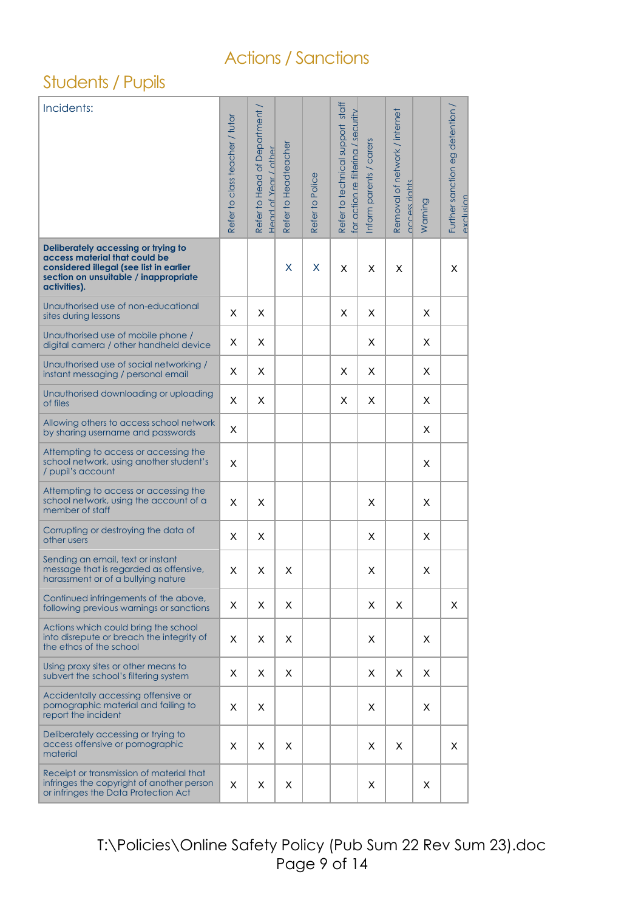# Actions / Sanctions

## Students / Pupils

| Incidents: | Refer to class teacher / tutor | Refer to Head of Department / Head of Year / other | Refer to Headteacher | Refer to Police | Refer to technical support staff for action re filtering / security | Inform parents / carers | Removal of network / internet access rights | Warning | Further sanction eg detention / exclusion |
|---|---|---|---|---|---|---|---|---|---|
| **Deliberately accessing or trying to access material that could be considered illegal (see list in earlier section on unsuitable / inappropriate activities).** | | | X | X | X | X | X | | X |
| Unauthorised use of non-educational sites during lessons | X | X | | | X | X | | X | |
| Unauthorised use of mobile phone / digital camera / other handheld device | X | X | | | | X | | X | |
| Unauthorised use of social networking / instant messaging / personal email | X | X | | | X | X | | X | |
| Unauthorised downloading or uploading of files | X | X | | | X | X | | X | |
| Allowing others to access school network by sharing username and passwords | X | | | | | | | X | |
| Attempting to access or accessing the school network, using another student's / pupil's account | X | | | | | | | X | |
| Attempting to access or accessing the school network, using the account of a member of staff | X | X | | | | X | | X | |
| Corrupting or destroying the data of other users | X | X | | | | X | | X | |
| Sending an email, text or instant message that is regarded as offensive, harassment or of a bullying nature | X | X | X | | | X | | X | |
| Continued infringements of the above, following previous warnings or sanctions | X | X | X | | | X | X | | X |
| Actions which could bring the school into disrepute or breach the integrity of the ethos of the school | X | X | X | | | X | | X | |
| Using proxy sites or other means to subvert the school's filtering system | X | X | X | | | X | X | X | |
| Accidentally accessing offensive or pornographic material and failing to report the incident | X | X | | | | X | | X | |
| Deliberately accessing or trying to access offensive or pornographic material | X | X | X | | | X | X | | X |
| Receipt or transmission of material that infringes the copyright of another person or infringes the Data Protection Act | X | X | X | | | X | | X | |

T:\Policies\Online Safety Policy (Pub Sum 22 Rev Sum 23).doc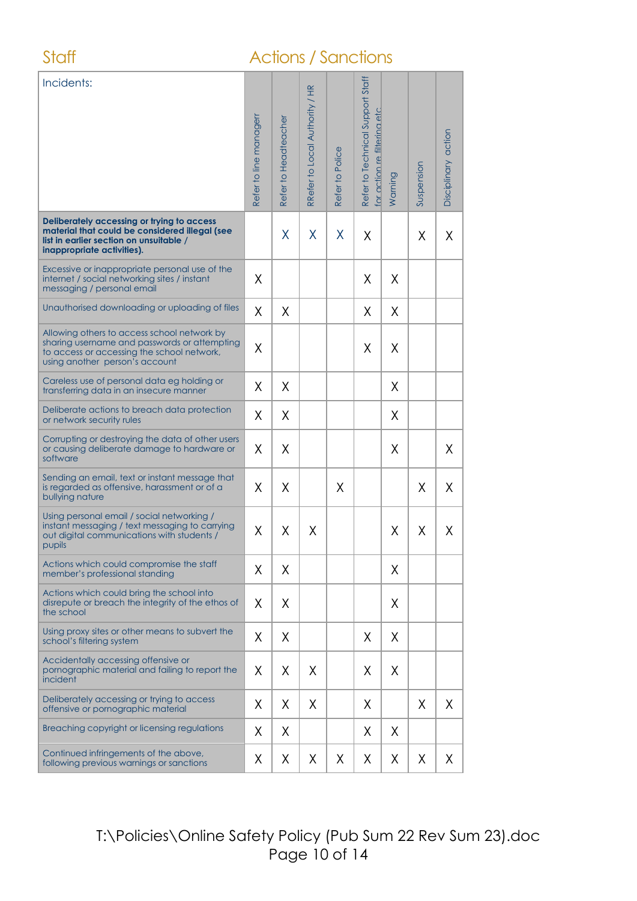## Staff

## Actions / Sanctions

| Incidents: | Refer to line managerr | Refer to Headteacher | RRefer to Local Authority / HR | Refer to Police | Refer to Technical Support Staff for action re filtering etc | Warning | Suspension | Disciplinary action |
|---|---|---|---|---|---|---|---|---|
| **Deliberately accessing or trying to access material that could be considered illegal (see list in earlier section on unsuitable / inappropriate activities).** | | X | X | X | X | | X | X |
| Excessive or inappropriate personal use of the internet / social networking sites / instant messaging / personal email | X | | | | X | X | | |
| Unauthorised downloading or uploading of files | X | X | | | X | X | | |
| Allowing others to access school network by sharing username and passwords or attempting to access or accessing the school network, using another person's account | X | | | | X | X | | |
| Careless use of personal data eg holding or transferring data in an insecure manner | X | X | | | | X | | |
| Deliberate actions to breach data protection or network security rules | X | X | | | | X | | |
| Corrupting or destroying the data of other users or causing deliberate damage to hardware or software | X | X | | | | X | | X |
| Sending an email, text or instant message that is regarded as offensive, harassment or of a bullying nature | X | X | | X | | | X | X |
| Using personal email / social networking / instant messaging / text messaging to carrying out digital communications with students / pupils | X | X | X | | | X | X | X |
| Actions which could compromise the staff member's professional standing | X | X | | | | X | | |
| Actions which could bring the school into disrepute or breach the integrity of the ethos of the school | X | X | | | | X | | |
| Using proxy sites or other means to subvert the school's filtering system | X | X | | | X | X | | |
| Accidentally accessing offensive or pornographic material and failing to report the incident | X | X | X | | X | X | | |
| Deliberately accessing or trying to access offensive or pornographic material | X | X | X | | X | | X | X |
| Breaching copyright or licensing regulations | X | X | | | X | X | | |
| Continued infringements of the above, following previous warnings or sanctions | X | X | X | X | X | X | X | X |

T:\Policies\Online Safety Policy (Pub Sum 22 Rev Sum 23).doc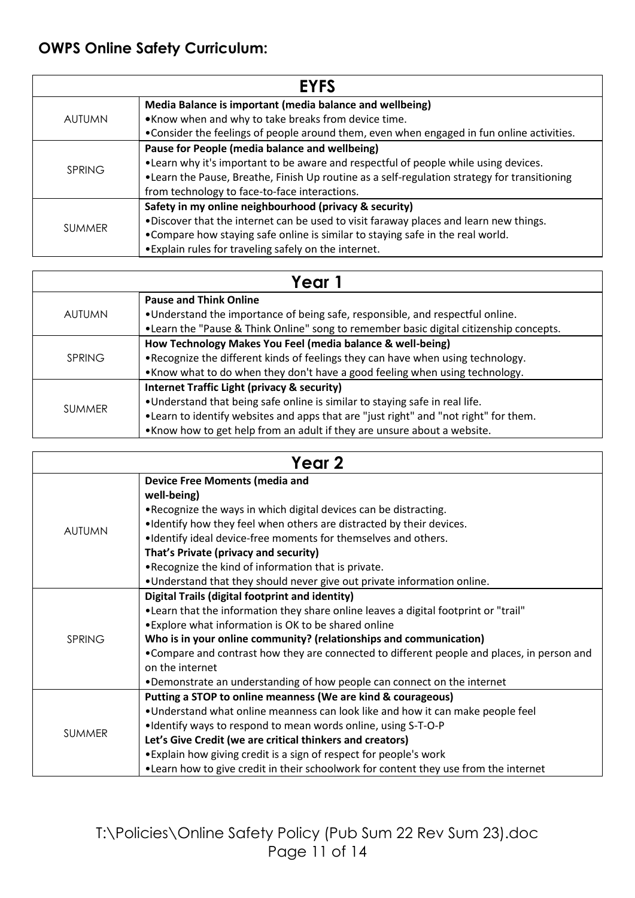## OWPS Online Safety Curriculum:

| EYFS | |
|---|---|
| AUTUMN | **Media Balance is important (media balance and wellbeing)**<br>•Know when and why to take breaks from device time.<br>•Consider the feelings of people around them, even when engaged in fun online activities. |
| SPRING | **Pause for People (media balance and wellbeing)**<br>•Learn why it's important to be aware and respectful of people while using devices.<br>•Learn the Pause, Breathe, Finish Up routine as a self-regulation strategy for transitioning from technology to face-to-face interactions. |
| SUMMER | **Safety in my online neighbourhood (privacy & security)**<br>•Discover that the internet can be used to visit faraway places and learn new things.<br>•Compare how staying safe online is similar to staying safe in the real world.<br>•Explain rules for traveling safely on the internet. |

| Year 1 | |
|---|---|
| AUTUMN | **Pause and Think Online**<br>•Understand the importance of being safe, responsible, and respectful online.<br>•Learn the "Pause & Think Online" song to remember basic digital citizenship concepts. |
| SPRING | **How Technology Makes You Feel (media balance & well-being)**<br>•Recognize the different kinds of feelings they can have when using technology.<br>•Know what to do when they don't have a good feeling when using technology. |
| SUMMER | **Internet Traffic Light (privacy & security)**<br>•Understand that being safe online is similar to staying safe in real life.<br>•Learn to identify websites and apps that are "just right" and "not right" for them.<br>•Know how to get help from an adult if they are unsure about a website. |

| Year 2 | |
|---|---|
| AUTUMN | **Device Free Moments (media and well-being)**<br>•Recognize the ways in which digital devices can be distracting.<br>•Identify how they feel when others are distracted by their devices.<br>•Identify ideal device-free moments for themselves and others.<br>**That's Private (privacy and security)**<br>•Recognize the kind of information that is private.<br>•Understand that they should never give out private information online. |
| SPRING | **Digital Trails (digital footprint and identity)**<br>•Learn that the information they share online leaves a digital footprint or "trail"<br>•Explore what information is OK to be shared online<br>**Who is in your online community? (relationships and communication)**<br>•Compare and contrast how they are connected to different people and places, in person and on the internet<br>•Demonstrate an understanding of how people can connect on the internet |
| SUMMER | **Putting a STOP to online meanness (We are kind & courageous)**<br>•Understand what online meanness can look like and how it can make people feel<br>•Identify ways to respond to mean words online, using S-T-O-P<br>**Let's Give Credit (we are critical thinkers and creators)**<br>•Explain how giving credit is a sign of respect for people's work<br>•Learn how to give credit in their schoolwork for content they use from the internet |

T:\Policies\Online Safety Policy (Pub Sum 22 Rev Sum 23).doc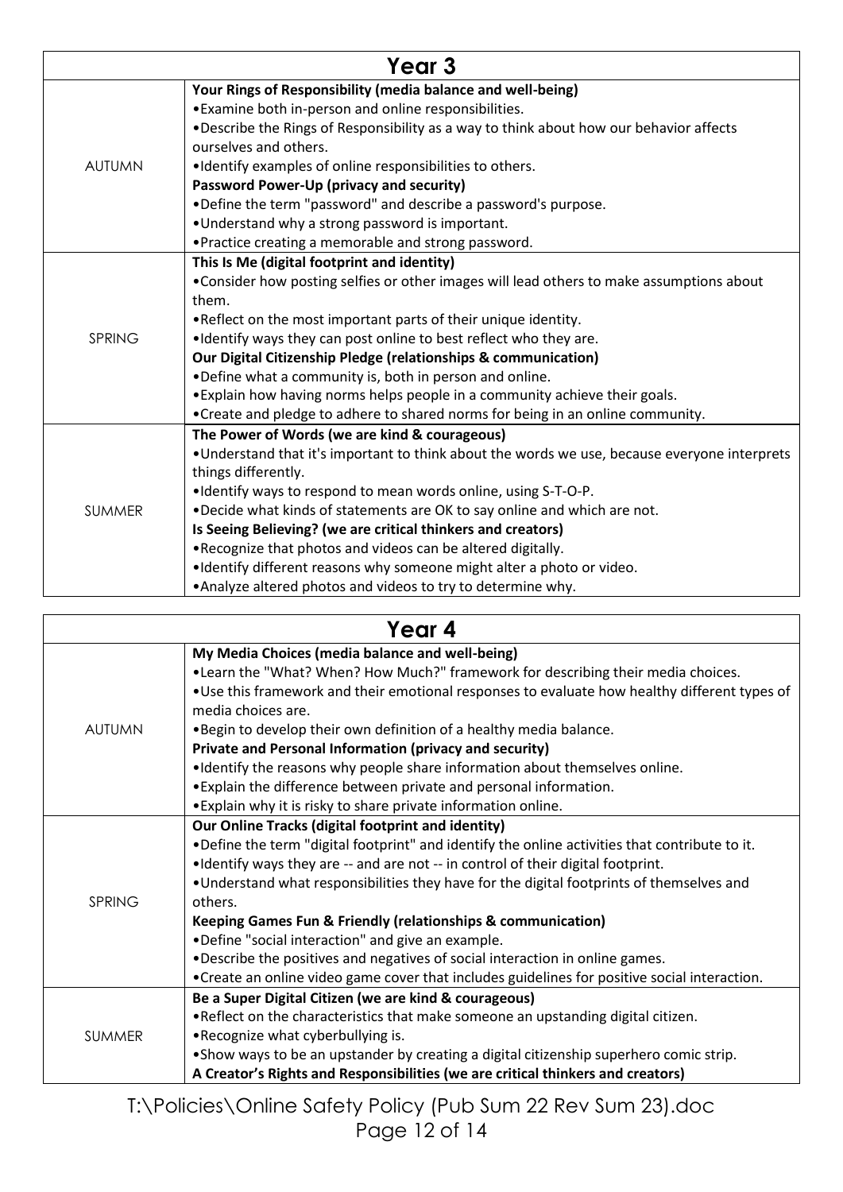| Year 3 | |
|---|---|
| AUTUMN | **Your Rings of Responsibility (media balance and well-being)**<br>•Examine both in-person and online responsibilities.<br>•Describe the Rings of Responsibility as a way to think about how our behavior affects ourselves and others.<br>•Identify examples of online responsibilities to others.<br>**Password Power-Up (privacy and security)**<br>•Define the term "password" and describe a password's purpose.<br>•Understand why a strong password is important.<br>•Practice creating a memorable and strong password. |
| SPRING | **This Is Me (digital footprint and identity)**<br>•Consider how posting selfies or other images will lead others to make assumptions about them.<br>•Reflect on the most important parts of their unique identity.<br>•Identify ways they can post online to best reflect who they are.<br>**Our Digital Citizenship Pledge (relationships & communication)**<br>•Define what a community is, both in person and online.<br>•Explain how having norms helps people in a community achieve their goals.<br>•Create and pledge to adhere to shared norms for being in an online community. |
| SUMMER | **The Power of Words (we are kind & courageous)**<br>•Understand that it's important to think about the words we use, because everyone interprets things differently.<br>•Identify ways to respond to mean words online, using S-T-O-P.<br>•Decide what kinds of statements are OK to say online and which are not.<br>**Is Seeing Believing? (we are critical thinkers and creators)**<br>•Recognize that photos and videos can be altered digitally.<br>•Identify different reasons why someone might alter a photo or video.<br>•Analyze altered photos and videos to try to determine why. |

| Year 4 | |
|---|---|
| AUTUMN | **My Media Choices (media balance and well-being)**<br>•Learn the "What? When? How Much?" framework for describing their media choices.<br>•Use this framework and their emotional responses to evaluate how healthy different types of media choices are.<br>•Begin to develop their own definition of a healthy media balance.<br>**Private and Personal Information (privacy and security)**<br>•Identify the reasons why people share information about themselves online.<br>•Explain the difference between private and personal information.<br>•Explain why it is risky to share private information online. |
| SPRING | **Our Online Tracks (digital footprint and identity)**<br>•Define the term "digital footprint" and identify the online activities that contribute to it.<br>•Identify ways they are -- and are not -- in control of their digital footprint.<br>•Understand what responsibilities they have for the digital footprints of themselves and others.<br>**Keeping Games Fun & Friendly (relationships & communication)**<br>•Define "social interaction" and give an example.<br>•Describe the positives and negatives of social interaction in online games.<br>•Create an online video game cover that includes guidelines for positive social interaction. |
| SUMMER | **Be a Super Digital Citizen (we are kind & courageous)**<br>•Reflect on the characteristics that make someone an upstanding digital citizen.<br>•Recognize what cyberbullying is.<br>•Show ways to be an upstander by creating a digital citizenship superhero comic strip.<br>**A Creator's Rights and Responsibilities (we are critical thinkers and creators)** |

T:\Policies\Online Safety Policy (Pub Sum 22 Rev Sum 23).doc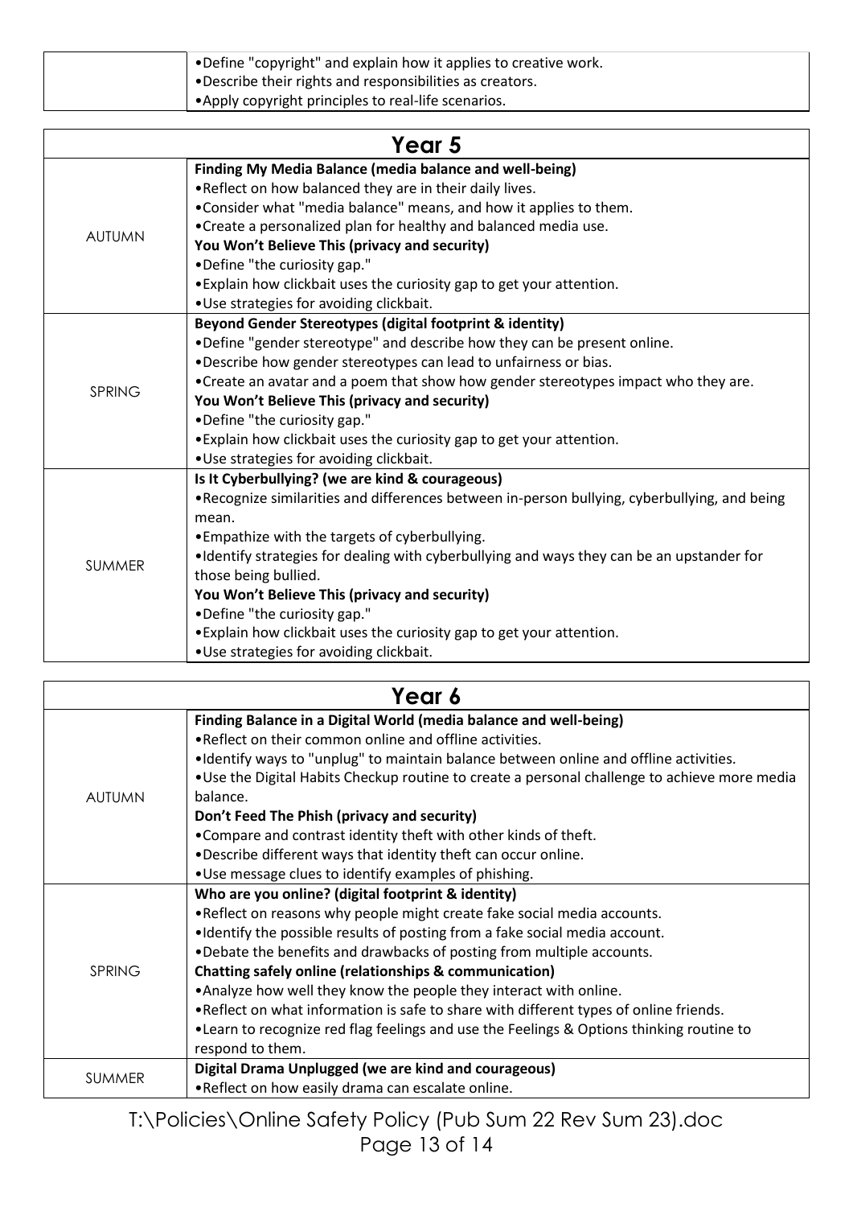| | |
|---|---|
| | •Define "copyright" and explain how it applies to creative work.<br>•Describe their rights and responsibilities as creators.<br>•Apply copyright principles to real-life scenarios. |

## Year 5

| | |
|---|---|
| AUTUMN | **Finding My Media Balance (media balance and well-being)**<br>•Reflect on how balanced they are in their daily lives.<br>•Consider what "media balance" means, and how it applies to them.<br>•Create a personalized plan for healthy and balanced media use.<br>**You Won't Believe This (privacy and security)**<br>•Define "the curiosity gap."<br>•Explain how clickbait uses the curiosity gap to get your attention.<br>•Use strategies for avoiding clickbait. |
| SPRING | **Beyond Gender Stereotypes (digital footprint & identity)**<br>•Define "gender stereotype" and describe how they can be present online.<br>•Describe how gender stereotypes can lead to unfairness or bias.<br>•Create an avatar and a poem that show how gender stereotypes impact who they are.<br>**You Won't Believe This (privacy and security)**<br>•Define "the curiosity gap."<br>•Explain how clickbait uses the curiosity gap to get your attention.<br>•Use strategies for avoiding clickbait. |
| SUMMER | **Is It Cyberbullying? (we are kind & courageous)**<br>•Recognize similarities and differences between in-person bullying, cyberbullying, and being mean.<br>•Empathize with the targets of cyberbullying.<br>•Identify strategies for dealing with cyberbullying and ways they can be an upstander for those being bullied.<br>**You Won't Believe This (privacy and security)**<br>•Define "the curiosity gap."<br>•Explain how clickbait uses the curiosity gap to get your attention.<br>•Use strategies for avoiding clickbait. |

## Year 6

| | |
|---|---|
| AUTUMN | **Finding Balance in a Digital World (media balance and well-being)**<br>•Reflect on their common online and offline activities.<br>•Identify ways to "unplug" to maintain balance between online and offline activities.<br>•Use the Digital Habits Checkup routine to create a personal challenge to achieve more media balance.<br>**Don't Feed The Phish (privacy and security)**<br>•Compare and contrast identity theft with other kinds of theft.<br>•Describe different ways that identity theft can occur online.<br>•Use message clues to identify examples of phishing. |
| SPRING | **Who are you online? (digital footprint & identity)**<br>•Reflect on reasons why people might create fake social media accounts.<br>•Identify the possible results of posting from a fake social media account.<br>•Debate the benefits and drawbacks of posting from multiple accounts.<br>**Chatting safely online (relationships & communication)**<br>•Analyze how well they know the people they interact with online.<br>•Reflect on what information is safe to share with different types of online friends.<br>•Learn to recognize red flag feelings and use the Feelings & Options thinking routine to respond to them. |
| SUMMER | **Digital Drama Unplugged (we are kind and courageous)**<br>•Reflect on how easily drama can escalate online. |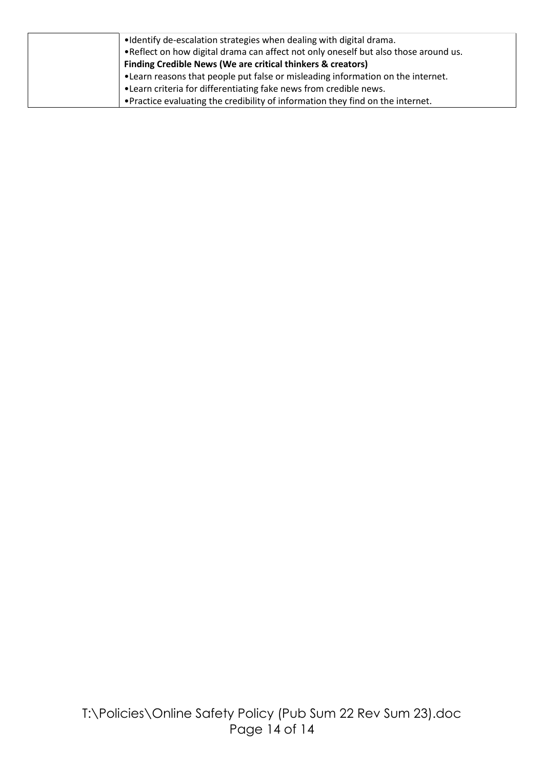| | |
|---|---|
| | •Identify de-escalation strategies when dealing with digital drama.<br>•Reflect on how digital drama can affect not only oneself but also those around us.<br>**Finding Credible News (We are critical thinkers & creators)**<br>•Learn reasons that people put false or misleading information on the internet.<br>•Learn criteria for differentiating fake news from credible news.<br>•Practice evaluating the credibility of information they find on the internet. |